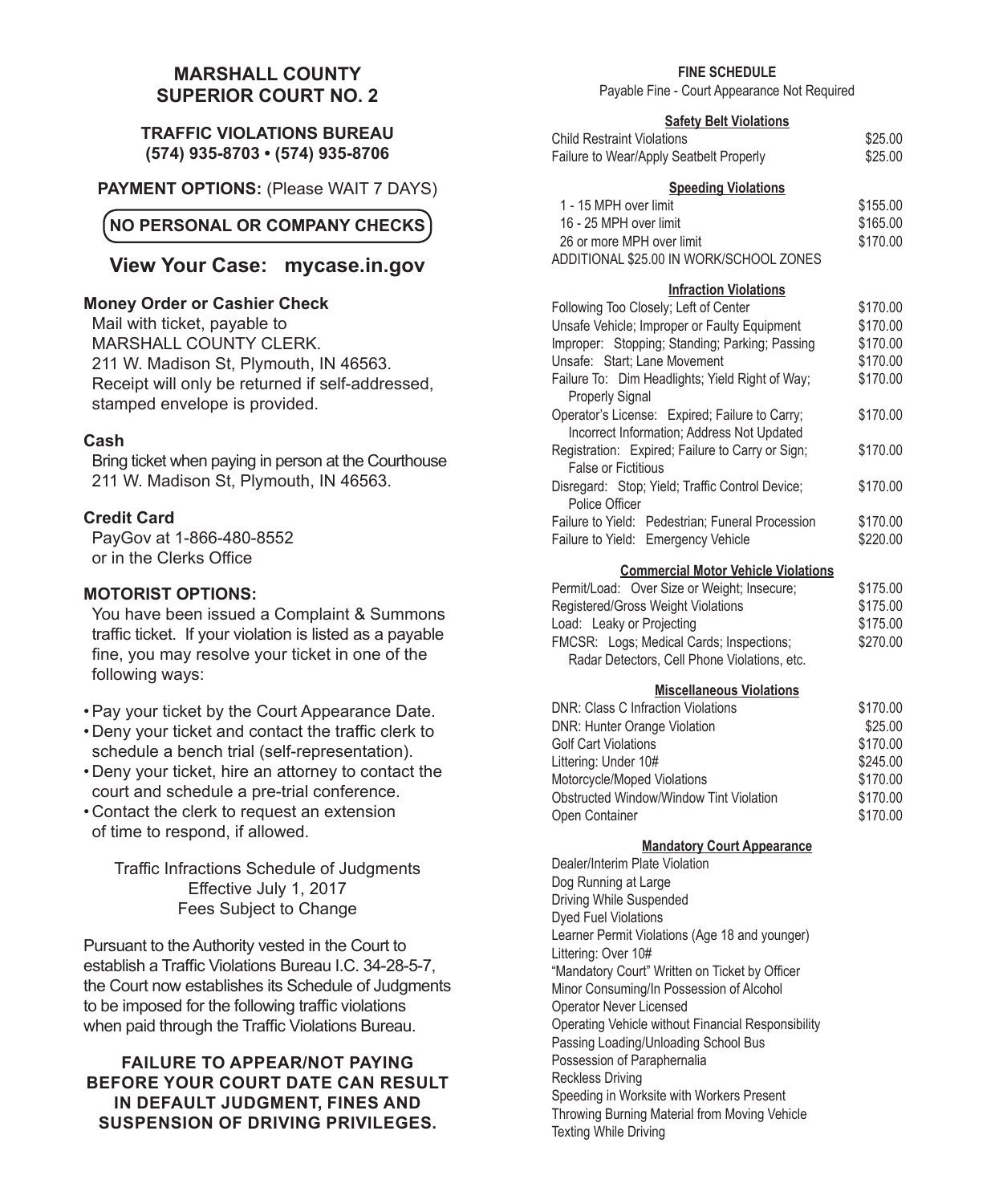# MARSHALL COUNTY SUPERIOR COURT NO. 2

## TRAFFIC VIOLATIONS BUREAU
**(574) 935-8703 • (574) 935-8706**

**PAYMENT OPTIONS:** (Please WAIT 7 DAYS)

**NO PERSONAL OR COMPANY CHECKS**

## View Your Case: mycase.in.gov

**Money Order or Cashier Check**

Mail with ticket, payable to
MARSHALL COUNTY CLERK.
211 W. Madison St, Plymouth, IN 46563.
Receipt will only be returned if self-addressed, stamped envelope is provided.

**Cash**

Bring ticket when paying in person at the Courthouse
211 W. Madison St, Plymouth, IN 46563.

**Credit Card**

PayGov at 1-866-480-8552
or in the Clerks Office

**MOTORIST OPTIONS:**

You have been issued a Complaint & Summons traffic ticket. If your violation is listed as a payable fine, you may resolve your ticket in one of the following ways:

- Pay your ticket by the Court Appearance Date.
- Deny your ticket and contact the traffic clerk to schedule a bench trial (self-representation).
- Deny your ticket, hire an attorney to contact the court and schedule a pre-trial conference.
- Contact the clerk to request an extension of time to respond, if allowed.

Traffic Infractions Schedule of Judgments
Effective July 1, 2017
Fees Subject to Change

Pursuant to the Authority vested in the Court to establish a Traffic Violations Bureau I.C. 34-28-5-7, the Court now establishes its Schedule of Judgments to be imposed for the following traffic violations when paid through the Traffic Violations Bureau.

**FAILURE TO APPEAR/NOT PAYING BEFORE YOUR COURT DATE CAN RESULT IN DEFAULT JUDGMENT, FINES AND SUSPENSION OF DRIVING PRIVILEGES.**

## FINE SCHEDULE

Payable Fine - Court Appearance Not Required

**Safety Belt Violations**

| Violation | Fine |
|---|---|
| Child Restraint Violations | $25.00 |
| Failure to Wear/Apply Seatbelt Properly | $25.00 |

**Speeding Violations**

| Violation | Fine |
|---|---|
| 1 - 15 MPH over limit | $155.00 |
| 16 - 25 MPH over limit | $165.00 |
| 26 or more MPH over limit | $170.00 |

ADDITIONAL $25.00 IN WORK/SCHOOL ZONES

**Infraction Violations**

| Violation | Fine |
|---|---|
| Following Too Closely; Left of Center | $170.00 |
| Unsafe Vehicle; Improper or Faulty Equipment | $170.00 |
| Improper: Stopping; Standing; Parking; Passing | $170.00 |
| Unsafe: Start; Lane Movement | $170.00 |
| Failure To: Dim Headlights; Yield Right of Way; Properly Signal | $170.00 |
| Operator's License: Expired; Failure to Carry; Incorrect Information; Address Not Updated | $170.00 |
| Registration: Expired; Failure to Carry or Sign; False or Fictitious | $170.00 |
| Disregard: Stop; Yield; Traffic Control Device; Police Officer | $170.00 |
| Failure to Yield: Pedestrian; Funeral Procession | $170.00 |
| Failure to Yield: Emergency Vehicle | $220.00 |

**Commercial Motor Vehicle Violations**

| Violation | Fine |
|---|---|
| Permit/Load: Over Size or Weight; Insecure; | $175.00 |
| Registered/Gross Weight Violations | $175.00 |
| Load: Leaky or Projecting | $175.00 |
| FMCSR: Logs; Medical Cards; Inspections; Radar Detectors, Cell Phone Violations, etc. | $270.00 |

**Miscellaneous Violations**

| Violation | Fine |
|---|---|
| DNR: Class C Infraction Violations | $170.00 |
| DNR: Hunter Orange Violation | $25.00 |
| Golf Cart Violations | $170.00 |
| Littering: Under 10# | $245.00 |
| Motorcycle/Moped Violations | $170.00 |
| Obstructed Window/Window Tint Violation | $170.00 |
| Open Container | $170.00 |

**Mandatory Court Appearance**

- Dealer/Interim Plate Violation
- Dog Running at Large
- Driving While Suspended
- Dyed Fuel Violations
- Learner Permit Violations (Age 18 and younger)
- Littering: Over 10#
- "Mandatory Court" Written on Ticket by Officer
- Minor Consuming/In Possession of Alcohol
- Operator Never Licensed
- Operating Vehicle without Financial Responsibility
- Passing Loading/Unloading School Bus
- Possession of Paraphernalia
- Reckless Driving
- Speeding in Worksite with Workers Present
- Throwing Burning Material from Moving Vehicle
- Texting While Driving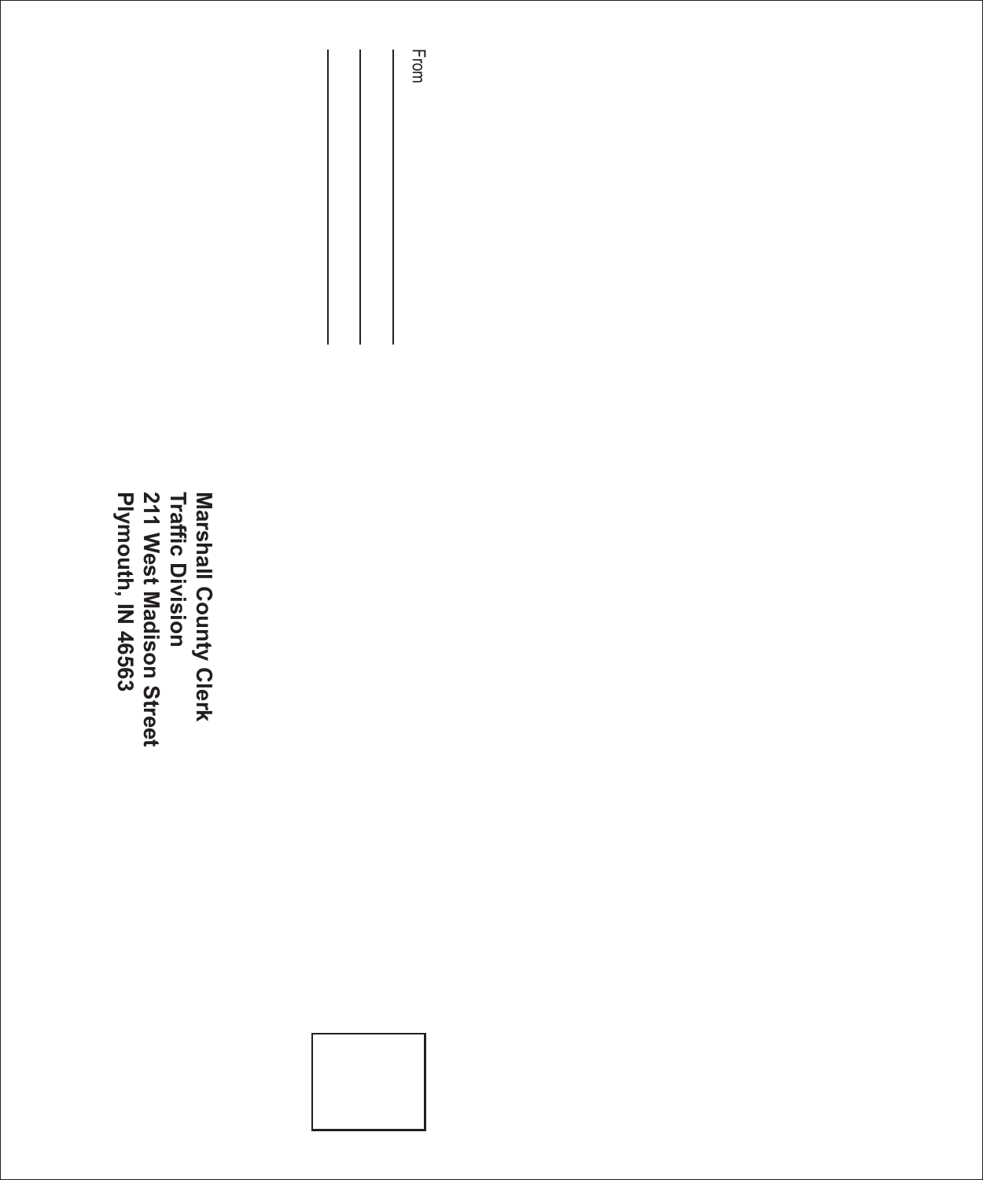From

**Marshall County Clerk**
**Traffic Division**
**211 West Madison Street**
**Plymouth, IN 46563**